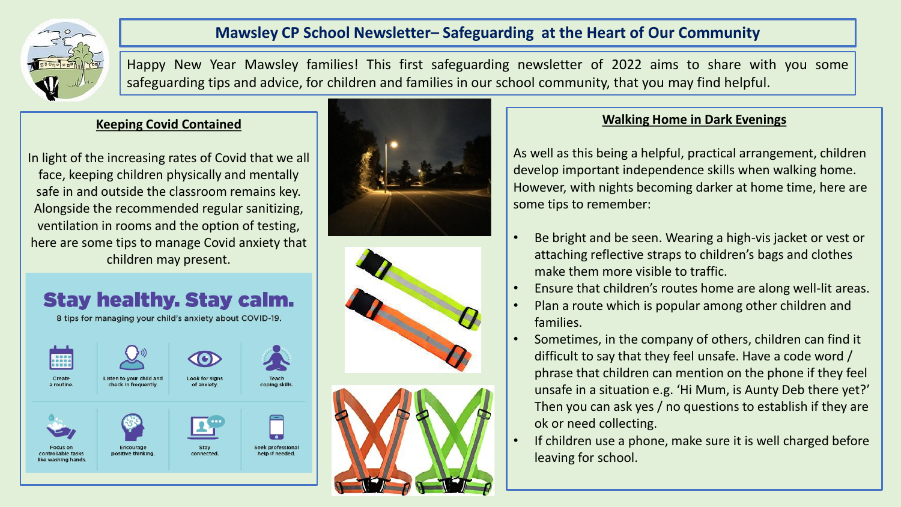# Mawsley CP School Newsletter– Safeguarding at the Heart of Our Community

Happy New Year Mawsley families! This first safeguarding newsletter of 2022 aims to share with you some safeguarding tips and advice, for children and families in our school community, that you may find helpful.

## Keeping Covid Contained

In light of the increasing rates of Covid that we all face, keeping children physically and mentally safe in and outside the classroom remains key. Alongside the recommended regular sanitizing, ventilation in rooms and the option of testing, here are some tips to manage Covid anxiety that children may present.

### Stay healthy. Stay calm.

8 tips for managing your child's anxiety about COVID-19.

- Create a routine.
- Listen to your child and check in frequently.
- Look for signs of anxiety.
- Teach coping skills.
- Focus on controllable tasks like washing hands.
- Encourage positive thinking.
- Stay connected.
- Seek professional help if needed.

## Walking Home in Dark Evenings

As well as this being a helpful, practical arrangement, children develop important independence skills when walking home. However, with nights becoming darker at home time, here are some tips to remember:

- Be bright and be seen. Wearing a high-vis jacket or vest or attaching reflective straps to children's bags and clothes make them more visible to traffic.
- Ensure that children's routes home are along well-lit areas.
- Plan a route which is popular among other children and families.
- Sometimes, in the company of others, children can find it difficult to say that they feel unsafe. Have a code word / phrase that children can mention on the phone if they feel unsafe in a situation e.g. 'Hi Mum, is Aunty Deb there yet?' Then you can ask yes / no questions to establish if they are ok or need collecting.
- If children use a phone, make sure it is well charged before leaving for school.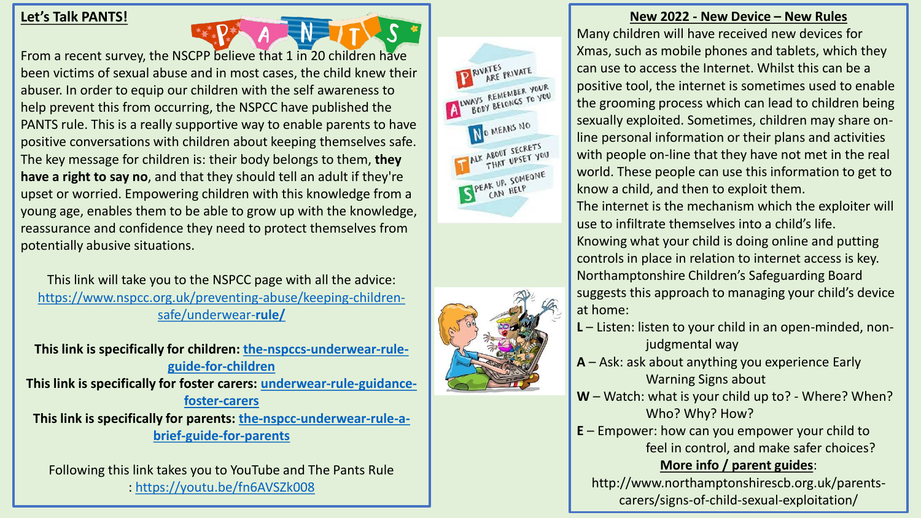## Let's Talk PANTS!

From a recent survey, the NSCPP believe that 1 in 20 children have been victims of sexual abuse and in most cases, the child knew their abuser. In order to equip our children with the self awareness to help prevent this from occurring, the NSPCC have published the PANTS rule. This is a really supportive way to enable parents to have positive conversations with children about keeping themselves safe. The key message for children is: their body belongs to them, **they have a right to say no**, and that they should tell an adult if they're upset or worried. Empowering children with this knowledge from a young age, enables them to be able to grow up with the knowledge, reassurance and confidence they need to protect themselves from potentially abusive situations.

This link will take you to the NSPCC page with all the advice: https://www.nspcc.org.uk/preventing-abuse/keeping-children-safe/underwear-**rule/**

**This link is specifically for children: the-nspccs-underwear-rule-guide-for-children**
**This link is specifically for foster carers: underwear-rule-guidance-foster-carers**
**This link is specifically for parents: the-nspcc-underwear-rule-a-brief-guide-for-parents**

Following this link takes you to YouTube and The Pants Rule : https://youtu.be/fn6AVSZk008

## New 2022 - New Device – New Rules

Many children will have received new devices for Xmas, such as mobile phones and tablets, which they can use to access the Internet. Whilst this can be a positive tool, the internet is sometimes used to enable the grooming process which can lead to children being sexually exploited. Sometimes, children may share on-line personal information or their plans and activities with people on-line that they have not met in the real world. These people can use this information to get to know a child, and then to exploit them.
The internet is the mechanism which the exploiter will use to infiltrate themselves into a child's life.
Knowing what your child is doing online and putting controls in place in relation to internet access is key. Northamptonshire Children's Safeguarding Board suggests this approach to managing your child's device at home:

**L** – Listen: listen to your child in an open-minded, non-judgmental way
**A** – Ask: ask about anything you experience Early Warning Signs about
**W** – Watch: what is your child up to? - Where? When? Who? Why? How?
**E** – Empower: how can you empower your child to feel in control, and make safer choices?

**More info / parent guides**:
http://www.northamptonshirescb.org.uk/parents-carers/signs-of-child-sexual-exploitation/